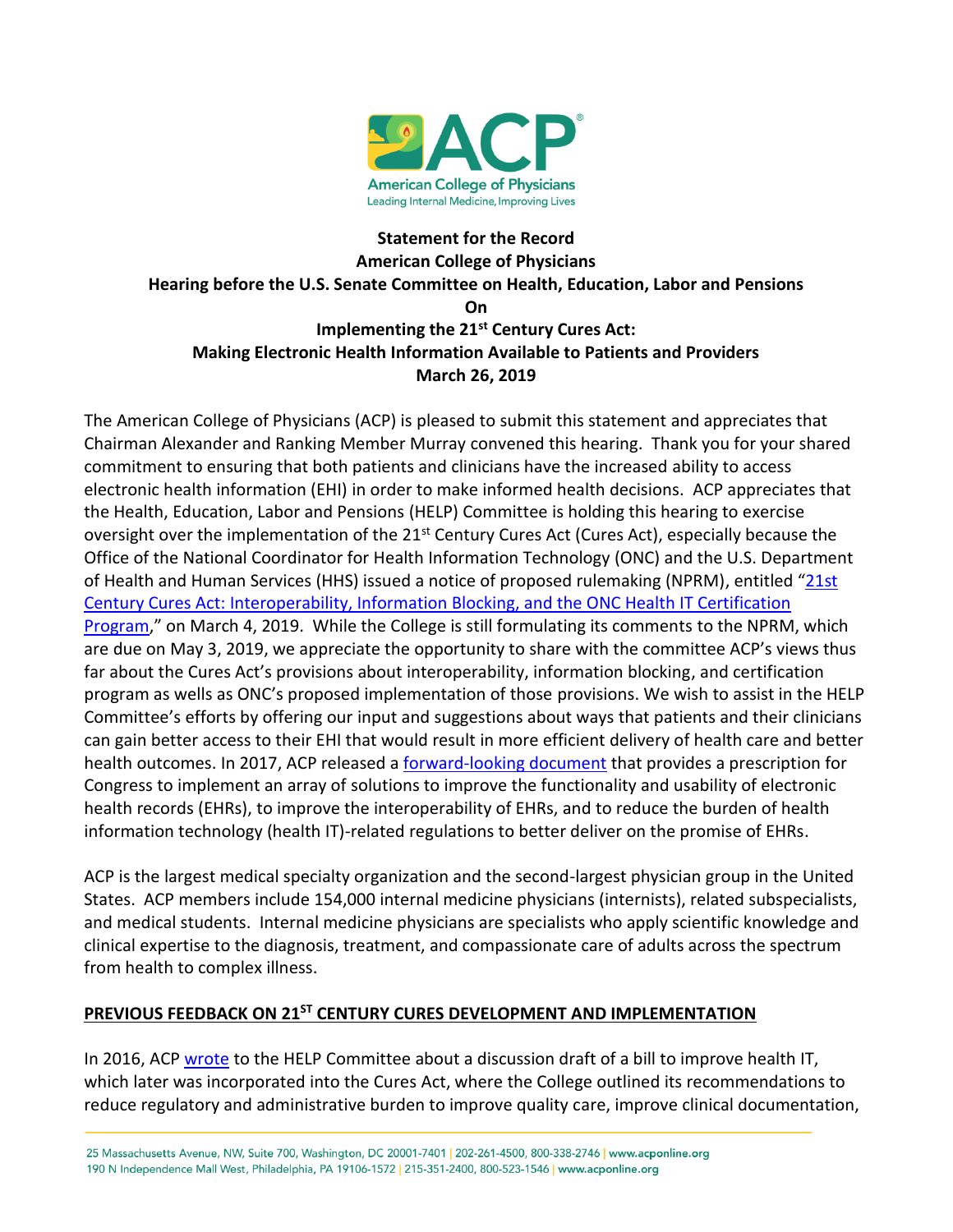**Statement for the Record**
**American College of Physicians**
**Hearing before the U.S. Senate Committee on Health, Education, Labor and Pensions**
**On**
**Implementing the 21st Century Cures Act:**
**Making Electronic Health Information Available to Patients and Providers**
**March 26, 2019**

The American College of Physicians (ACP) is pleased to submit this statement and appreciates that Chairman Alexander and Ranking Member Murray convened this hearing. Thank you for your shared commitment to ensuring that both patients and clinicians have the increased ability to access electronic health information (EHI) in order to make informed health decisions. ACP appreciates that the Health, Education, Labor and Pensions (HELP) Committee is holding this hearing to exercise oversight over the implementation of the 21st Century Cures Act (Cures Act), especially because the Office of the National Coordinator for Health Information Technology (ONC) and the U.S. Department of Health and Human Services (HHS) issued a notice of proposed rulemaking (NPRM), entitled "[21st Century Cures Act: Interoperability, Information Blocking, and the ONC Health IT Certification Program]," on March 4, 2019. While the College is still formulating its comments to the NPRM, which are due on May 3, 2019, we appreciate the opportunity to share with the committee ACP's views thus far about the Cures Act's provisions about interoperability, information blocking, and certification program as wells as ONC's proposed implementation of those provisions. We wish to assist in the HELP Committee's efforts by offering our input and suggestions about ways that patients and their clinicians can gain better access to their EHI that would result in more efficient delivery of health care and better health outcomes. In 2017, ACP released a [forward-looking document] that provides a prescription for Congress to implement an array of solutions to improve the functionality and usability of electronic health records (EHRs), to improve the interoperability of EHRs, and to reduce the burden of health information technology (health IT)-related regulations to better deliver on the promise of EHRs.

ACP is the largest medical specialty organization and the second-largest physician group in the United States. ACP members include 154,000 internal medicine physicians (internists), related subspecialists, and medical students. Internal medicine physicians are specialists who apply scientific knowledge and clinical expertise to the diagnosis, treatment, and compassionate care of adults across the spectrum from health to complex illness.

## PREVIOUS FEEDBACK ON 21ST CENTURY CURES DEVELOPMENT AND IMPLEMENTATION

In 2016, ACP [wrote] to the HELP Committee about a discussion draft of a bill to improve health IT, which later was incorporated into the Cures Act, where the College outlined its recommendations to reduce regulatory and administrative burden to improve quality care, improve clinical documentation,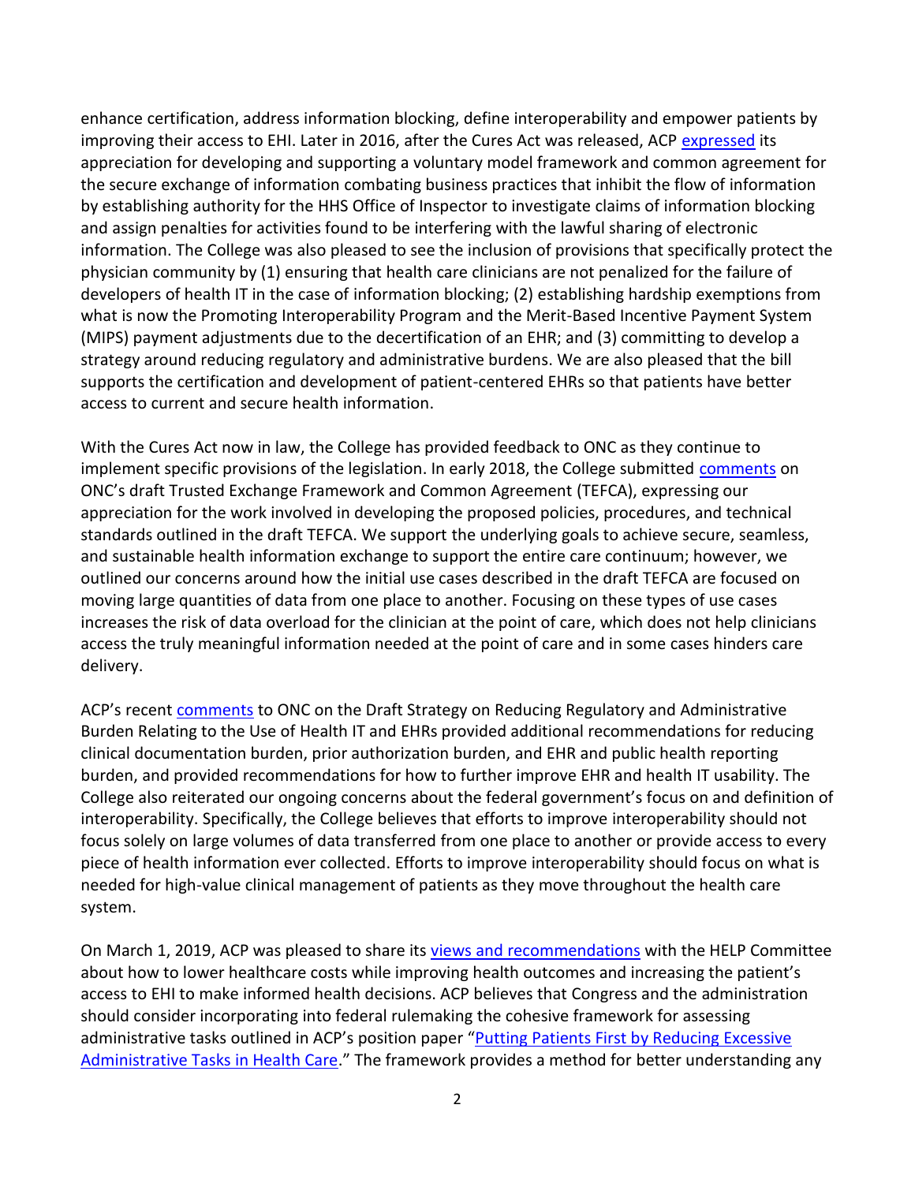enhance certification, address information blocking, define interoperability and empower patients by improving their access to EHI. Later in 2016, after the Cures Act was released, ACP expressed its appreciation for developing and supporting a voluntary model framework and common agreement for the secure exchange of information combating business practices that inhibit the flow of information by establishing authority for the HHS Office of Inspector to investigate claims of information blocking and assign penalties for activities found to be interfering with the lawful sharing of electronic information. The College was also pleased to see the inclusion of provisions that specifically protect the physician community by (1) ensuring that health care clinicians are not penalized for the failure of developers of health IT in the case of information blocking; (2) establishing hardship exemptions from what is now the Promoting Interoperability Program and the Merit-Based Incentive Payment System (MIPS) payment adjustments due to the decertification of an EHR; and (3) committing to develop a strategy around reducing regulatory and administrative burdens. We are also pleased that the bill supports the certification and development of patient-centered EHRs so that patients have better access to current and secure health information.

With the Cures Act now in law, the College has provided feedback to ONC as they continue to implement specific provisions of the legislation. In early 2018, the College submitted comments on ONC's draft Trusted Exchange Framework and Common Agreement (TEFCA), expressing our appreciation for the work involved in developing the proposed policies, procedures, and technical standards outlined in the draft TEFCA. We support the underlying goals to achieve secure, seamless, and sustainable health information exchange to support the entire care continuum; however, we outlined our concerns around how the initial use cases described in the draft TEFCA are focused on moving large quantities of data from one place to another. Focusing on these types of use cases increases the risk of data overload for the clinician at the point of care, which does not help clinicians access the truly meaningful information needed at the point of care and in some cases hinders care delivery.

ACP's recent comments to ONC on the Draft Strategy on Reducing Regulatory and Administrative Burden Relating to the Use of Health IT and EHRs provided additional recommendations for reducing clinical documentation burden, prior authorization burden, and EHR and public health reporting burden, and provided recommendations for how to further improve EHR and health IT usability. The College also reiterated our ongoing concerns about the federal government's focus on and definition of interoperability. Specifically, the College believes that efforts to improve interoperability should not focus solely on large volumes of data transferred from one place to another or provide access to every piece of health information ever collected. Efforts to improve interoperability should focus on what is needed for high-value clinical management of patients as they move throughout the health care system.

On March 1, 2019, ACP was pleased to share its views and recommendations with the HELP Committee about how to lower healthcare costs while improving health outcomes and increasing the patient's access to EHI to make informed health decisions. ACP believes that Congress and the administration should consider incorporating into federal rulemaking the cohesive framework for assessing administrative tasks outlined in ACP's position paper "Putting Patients First by Reducing Excessive Administrative Tasks in Health Care." The framework provides a method for better understanding any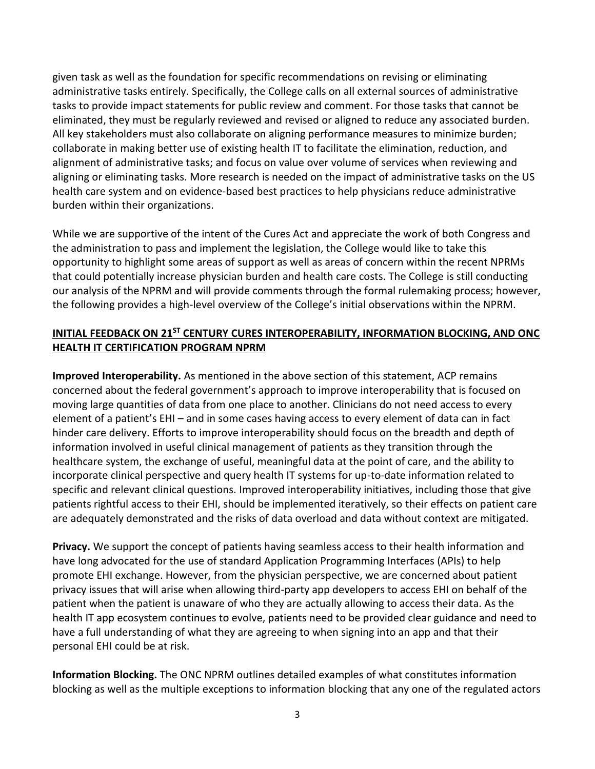given task as well as the foundation for specific recommendations on revising or eliminating administrative tasks entirely. Specifically, the College calls on all external sources of administrative tasks to provide impact statements for public review and comment. For those tasks that cannot be eliminated, they must be regularly reviewed and revised or aligned to reduce any associated burden. All key stakeholders must also collaborate on aligning performance measures to minimize burden; collaborate in making better use of existing health IT to facilitate the elimination, reduction, and alignment of administrative tasks; and focus on value over volume of services when reviewing and aligning or eliminating tasks. More research is needed on the impact of administrative tasks on the US health care system and on evidence-based best practices to help physicians reduce administrative burden within their organizations.

While we are supportive of the intent of the Cures Act and appreciate the work of both Congress and the administration to pass and implement the legislation, the College would like to take this opportunity to highlight some areas of support as well as areas of concern within the recent NPRMs that could potentially increase physician burden and health care costs. The College is still conducting our analysis of the NPRM and will provide comments through the formal rulemaking process; however, the following provides a high-level overview of the College's initial observations within the NPRM.

## INITIAL FEEDBACK ON 21ST CENTURY CURES INTEROPERABILITY, INFORMATION BLOCKING, AND ONC HEALTH IT CERTIFICATION PROGRAM NPRM

**Improved Interoperability.** As mentioned in the above section of this statement, ACP remains concerned about the federal government's approach to improve interoperability that is focused on moving large quantities of data from one place to another. Clinicians do not need access to every element of a patient's EHI – and in some cases having access to every element of data can in fact hinder care delivery. Efforts to improve interoperability should focus on the breadth and depth of information involved in useful clinical management of patients as they transition through the healthcare system, the exchange of useful, meaningful data at the point of care, and the ability to incorporate clinical perspective and query health IT systems for up-to-date information related to specific and relevant clinical questions. Improved interoperability initiatives, including those that give patients rightful access to their EHI, should be implemented iteratively, so their effects on patient care are adequately demonstrated and the risks of data overload and data without context are mitigated.

**Privacy.** We support the concept of patients having seamless access to their health information and have long advocated for the use of standard Application Programming Interfaces (APIs) to help promote EHI exchange. However, from the physician perspective, we are concerned about patient privacy issues that will arise when allowing third-party app developers to access EHI on behalf of the patient when the patient is unaware of who they are actually allowing to access their data. As the health IT app ecosystem continues to evolve, patients need to be provided clear guidance and need to have a full understanding of what they are agreeing to when signing into an app and that their personal EHI could be at risk.

**Information Blocking.** The ONC NPRM outlines detailed examples of what constitutes information blocking as well as the multiple exceptions to information blocking that any one of the regulated actors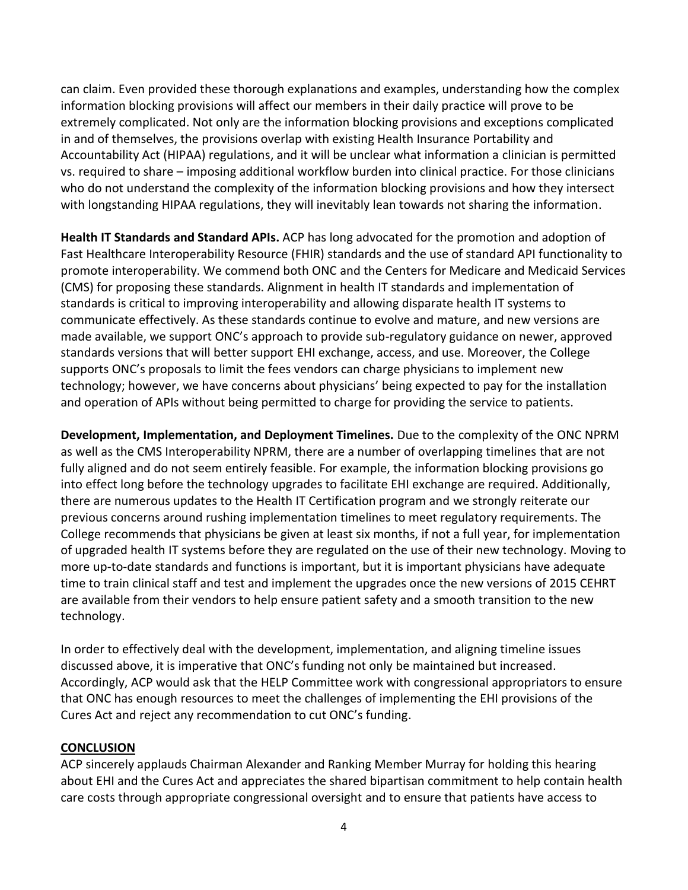can claim. Even provided these thorough explanations and examples, understanding how the complex information blocking provisions will affect our members in their daily practice will prove to be extremely complicated. Not only are the information blocking provisions and exceptions complicated in and of themselves, the provisions overlap with existing Health Insurance Portability and Accountability Act (HIPAA) regulations, and it will be unclear what information a clinician is permitted vs. required to share – imposing additional workflow burden into clinical practice. For those clinicians who do not understand the complexity of the information blocking provisions and how they intersect with longstanding HIPAA regulations, they will inevitably lean towards not sharing the information.

**Health IT Standards and Standard APIs.** ACP has long advocated for the promotion and adoption of Fast Healthcare Interoperability Resource (FHIR) standards and the use of standard API functionality to promote interoperability. We commend both ONC and the Centers for Medicare and Medicaid Services (CMS) for proposing these standards. Alignment in health IT standards and implementation of standards is critical to improving interoperability and allowing disparate health IT systems to communicate effectively. As these standards continue to evolve and mature, and new versions are made available, we support ONC's approach to provide sub-regulatory guidance on newer, approved standards versions that will better support EHI exchange, access, and use. Moreover, the College supports ONC's proposals to limit the fees vendors can charge physicians to implement new technology; however, we have concerns about physicians' being expected to pay for the installation and operation of APIs without being permitted to charge for providing the service to patients.

**Development, Implementation, and Deployment Timelines.** Due to the complexity of the ONC NPRM as well as the CMS Interoperability NPRM, there are a number of overlapping timelines that are not fully aligned and do not seem entirely feasible. For example, the information blocking provisions go into effect long before the technology upgrades to facilitate EHI exchange are required. Additionally, there are numerous updates to the Health IT Certification program and we strongly reiterate our previous concerns around rushing implementation timelines to meet regulatory requirements. The College recommends that physicians be given at least six months, if not a full year, for implementation of upgraded health IT systems before they are regulated on the use of their new technology. Moving to more up-to-date standards and functions is important, but it is important physicians have adequate time to train clinical staff and test and implement the upgrades once the new versions of 2015 CEHRT are available from their vendors to help ensure patient safety and a smooth transition to the new technology.

In order to effectively deal with the development, implementation, and aligning timeline issues discussed above, it is imperative that ONC's funding not only be maintained but increased. Accordingly, ACP would ask that the HELP Committee work with congressional appropriators to ensure that ONC has enough resources to meet the challenges of implementing the EHI provisions of the Cures Act and reject any recommendation to cut ONC's funding.

## CONCLUSION

ACP sincerely applauds Chairman Alexander and Ranking Member Murray for holding this hearing about EHI and the Cures Act and appreciates the shared bipartisan commitment to help contain health care costs through appropriate congressional oversight and to ensure that patients have access to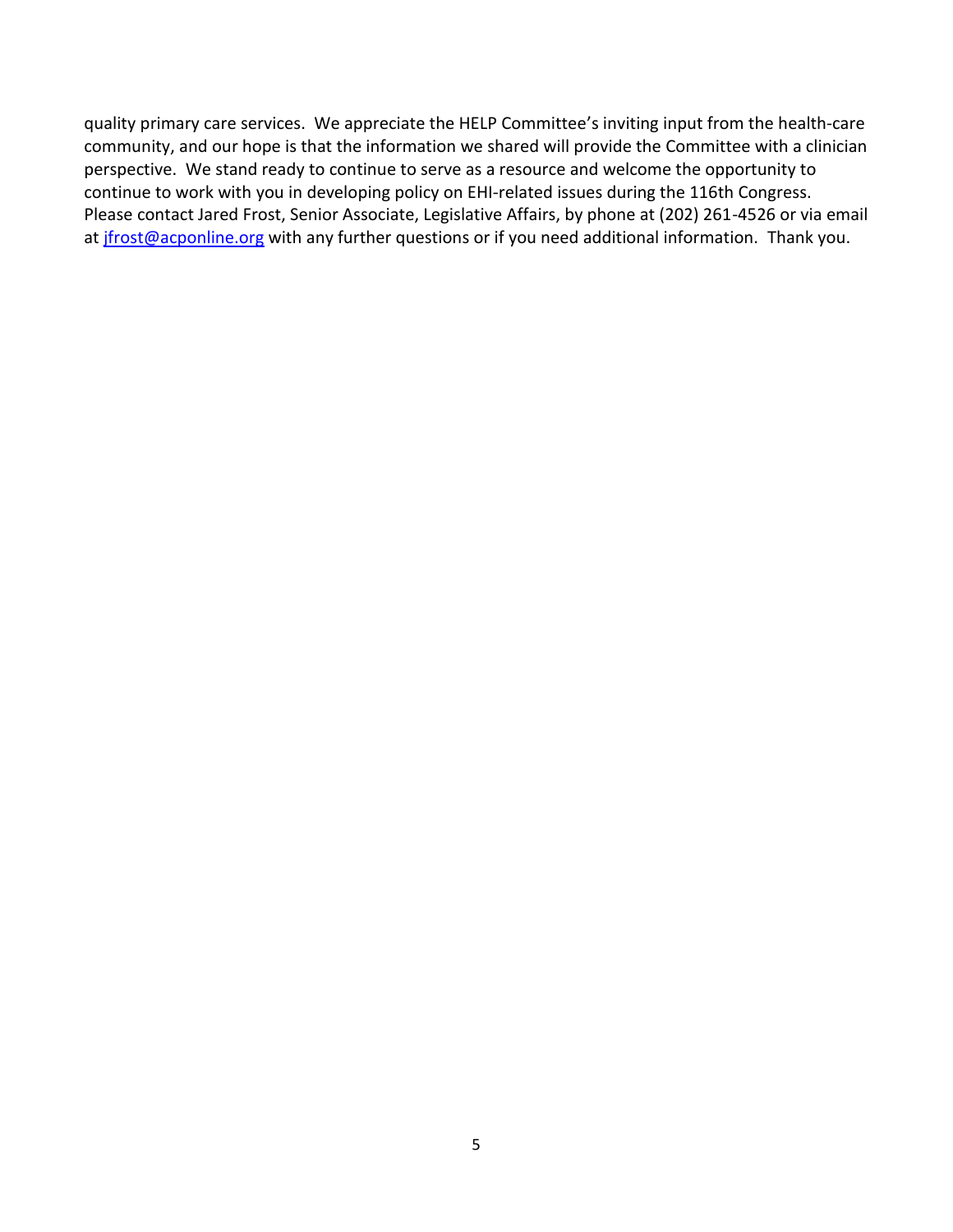quality primary care services. We appreciate the HELP Committee's inviting input from the health-care community, and our hope is that the information we shared will provide the Committee with a clinician perspective. We stand ready to continue to serve as a resource and welcome the opportunity to continue to work with you in developing policy on EHI-related issues during the 116th Congress. Please contact Jared Frost, Senior Associate, Legislative Affairs, by phone at (202) 261-4526 or via email at [jfrost@acponline.org](mailto:jfrost@acponline.org) with any further questions or if you need additional information. Thank you.